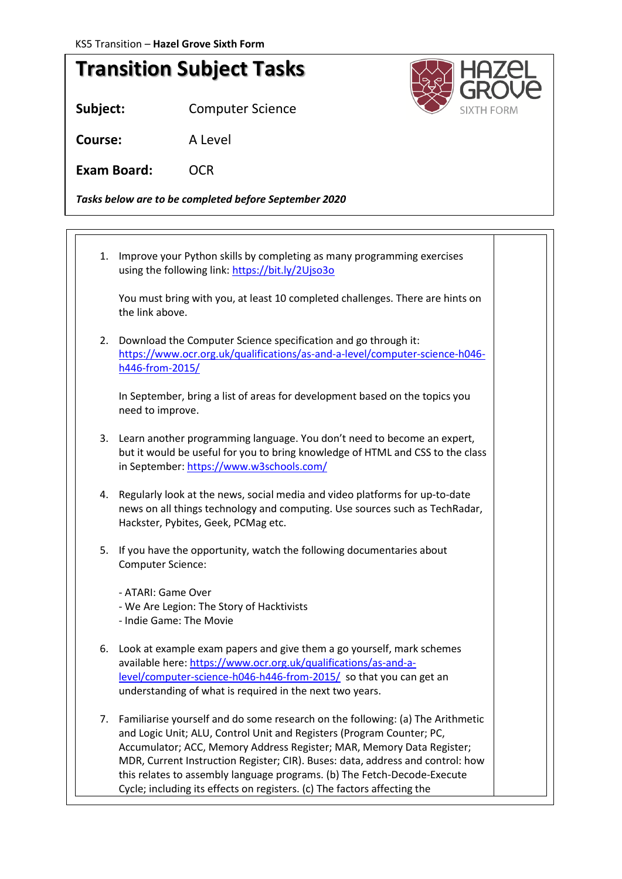KS5 Transition – **Hazel Grove Sixth Form**

# Transition Subject Tasks

**Subject:** Computer Science

**Course:** A Level

**Exam Board:** OCR

***Tasks below are to be completed before September 2020***

1. Improve your Python skills by completing as many programming exercises using the following link: https://bit.ly/2Ujso3o

   You must bring with you, at least 10 completed challenges. There are hints on the link above.

2. Download the Computer Science specification and go through it: https://www.ocr.org.uk/qualifications/as-and-a-level/computer-science-h046-h446-from-2015/

   In September, bring a list of areas for development based on the topics you need to improve.

3. Learn another programming language. You don't need to become an expert, but it would be useful for you to bring knowledge of HTML and CSS to the class in September: https://www.w3schools.com/

4. Regularly look at the news, social media and video platforms for up-to-date news on all things technology and computing. Use sources such as TechRadar, Hackster, Pybites, Geek, PCMag etc.

5. If you have the opportunity, watch the following documentaries about Computer Science:

   - ATARI: Game Over
   - We Are Legion: The Story of Hacktivists
   - Indie Game: The Movie

6. Look at example exam papers and give them a go yourself, mark schemes available here: https://www.ocr.org.uk/qualifications/as-and-a-level/computer-science-h046-h446-from-2015/ so that you can get an understanding of what is required in the next two years.

7. Familiarise yourself and do some research on the following: (a) The Arithmetic and Logic Unit; ALU, Control Unit and Registers (Program Counter; PC, Accumulator; ACC, Memory Address Register; MAR, Memory Data Register; MDR, Current Instruction Register; CIR). Buses: data, address and control: how this relates to assembly language programs. (b) The Fetch-Decode-Execute Cycle; including its effects on registers. (c) The factors affecting the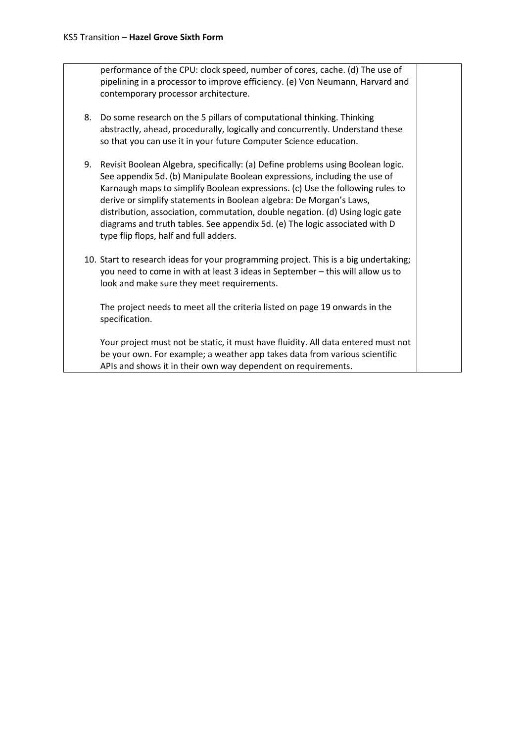| | |
|---|---|
| performance of the CPU: clock speed, number of cores, cache. (d) The use of pipelining in a processor to improve efficiency. (e) Von Neumann, Harvard and contemporary processor architecture. | |
| 8. Do some research on the 5 pillars of computational thinking. Thinking abstractly, ahead, procedurally, logically and concurrently. Understand these so that you can use it in your future Computer Science education. | |
| 9. Revisit Boolean Algebra, specifically: (a) Define problems using Boolean logic. See appendix 5d. (b) Manipulate Boolean expressions, including the use of Karnaugh maps to simplify Boolean expressions. (c) Use the following rules to derive or simplify statements in Boolean algebra: De Morgan's Laws, distribution, association, commutation, double negation. (d) Using logic gate diagrams and truth tables. See appendix 5d. (e) The logic associated with D type flip flops, half and full adders. | |
| 10. Start to research ideas for your programming project. This is a big undertaking; you need to come in with at least 3 ideas in September – this will allow us to look and make sure they meet requirements.<br><br>The project needs to meet all the criteria listed on page 19 onwards in the specification.<br><br>Your project must not be static, it must have fluidity. All data entered must not be your own. For example; a weather app takes data from various scientific APIs and shows it in their own way dependent on requirements. | |